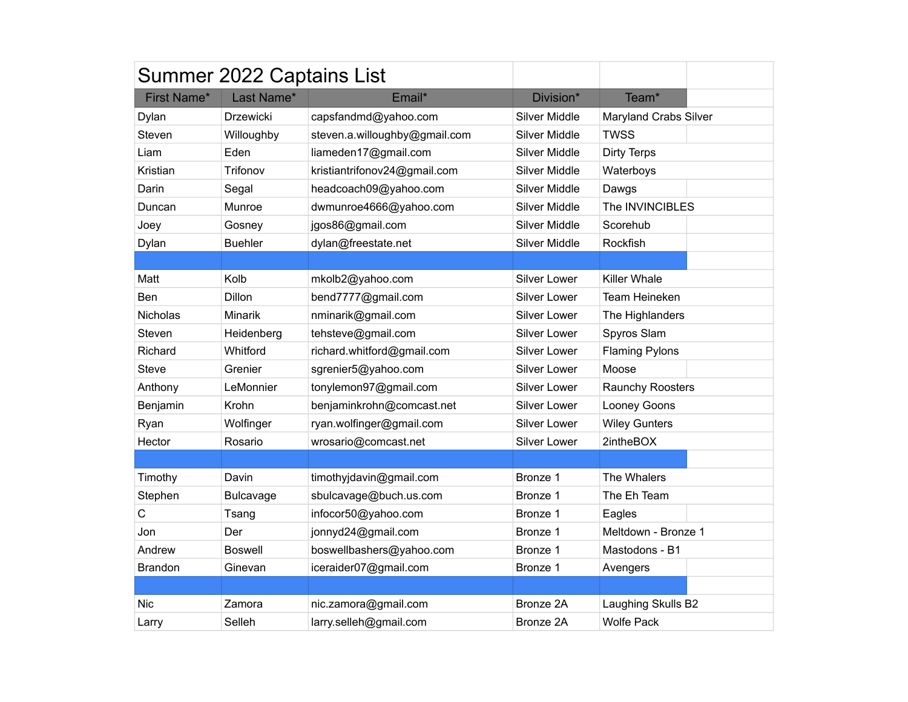# Summer 2022 Captains List

| First Name* | Last Name* | Email* | Division* | Team* |
|---|---|---|---|---|
| Dylan | Drzewicki | capsfandmd@yahoo.com | Silver Middle | Maryland Crabs Silver |
| Steven | Willoughby | steven.a.willoughby@gmail.com | Silver Middle | TWSS |
| Liam | Eden | liameden17@gmail.com | Silver Middle | Dirty Terps |
| Kristian | Trifonov | kristiantrifonov24@gmail.com | Silver Middle | Waterboys |
| Darin | Segal | headcoach09@yahoo.com | Silver Middle | Dawgs |
| Duncan | Munroe | dwmunroe4666@yahoo.com | Silver Middle | The INVINCIBLES |
| Joey | Gosney | jgos86@gmail.com | Silver Middle | Scorehub |
| Dylan | Buehler | dylan@freestate.net | Silver Middle | Rockfish |
| | | | | |
| Matt | Kolb | mkolb2@yahoo.com | Silver Lower | Killer Whale |
| Ben | Dillon | bend7777@gmail.com | Silver Lower | Team Heineken |
| Nicholas | Minarik | nminarik@gmail.com | Silver Lower | The Highlanders |
| Steven | Heidenberg | tehsteve@gmail.com | Silver Lower | Spyros Slam |
| Richard | Whitford | richard.whitford@gmail.com | Silver Lower | Flaming Pylons |
| Steve | Grenier | sgrenier5@yahoo.com | Silver Lower | Moose |
| Anthony | LeMonnier | tonylemon97@gmail.com | Silver Lower | Raunchy Roosters |
| Benjamin | Krohn | benjaminkrohn@comcast.net | Silver Lower | Looney Goons |
| Ryan | Wolfinger | ryan.wolfinger@gmail.com | Silver Lower | Wiley Gunters |
| Hector | Rosario | wrosario@comcast.net | Silver Lower | 2intheBOX |
| | | | | |
| Timothy | Davin | timothyjdavin@gmail.com | Bronze 1 | The Whalers |
| Stephen | Bulcavage | sbulcavage@buch.us.com | Bronze 1 | The Eh Team |
| C | Tsang | infocor50@yahoo.com | Bronze 1 | Eagles |
| Jon | Der | jonnyd24@gmail.com | Bronze 1 | Meltdown - Bronze 1 |
| Andrew | Boswell | boswellbashers@yahoo.com | Bronze 1 | Mastodons - B1 |
| Brandon | Ginevan | iceraider07@gmail.com | Bronze 1 | Avengers |
| | | | | |
| Nic | Zamora | nic.zamora@gmail.com | Bronze 2A | Laughing Skulls B2 |
| Larry | Selleh | larry.selleh@gmail.com | Bronze 2A | Wolfe Pack |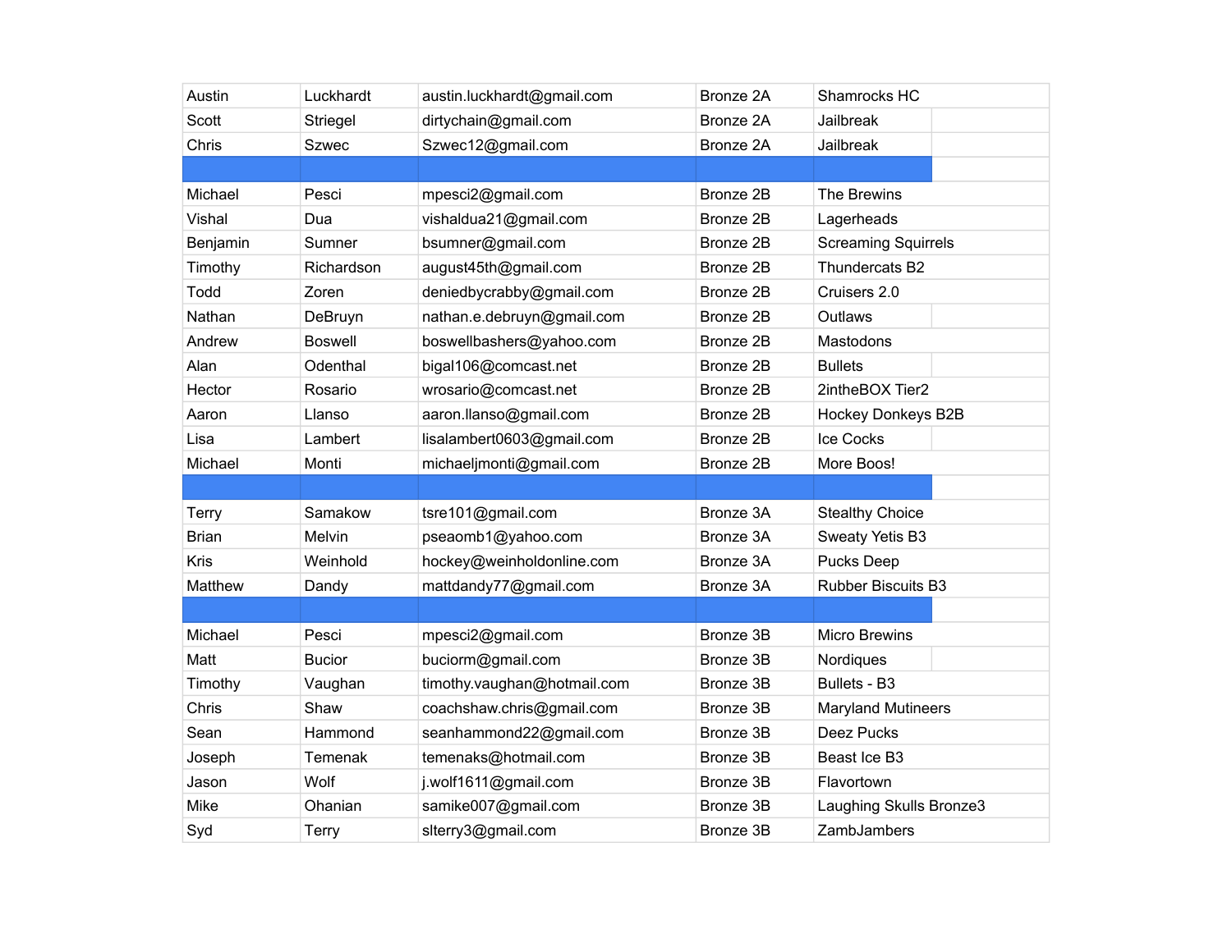| | | | | |
|---|---|---|---|---|
| Austin | Luckhardt | austin.luckhardt@gmail.com | Bronze 2A | Shamrocks HC |
| Scott | Striegel | dirtychain@gmail.com | Bronze 2A | Jailbreak |
| Chris | Szwec | Szwec12@gmail.com | Bronze 2A | Jailbreak |
| | | | | |
| Michael | Pesci | mpesci2@gmail.com | Bronze 2B | The Brewins |
| Vishal | Dua | vishaldua21@gmail.com | Bronze 2B | Lagerheads |
| Benjamin | Sumner | bsumner@gmail.com | Bronze 2B | Screaming Squirrels |
| Timothy | Richardson | august45th@gmail.com | Bronze 2B | Thundercats B2 |
| Todd | Zoren | deniedbycrabby@gmail.com | Bronze 2B | Cruisers 2.0 |
| Nathan | DeBruyn | nathan.e.debruyn@gmail.com | Bronze 2B | Outlaws |
| Andrew | Boswell | boswellbashers@yahoo.com | Bronze 2B | Mastodons |
| Alan | Odenthal | bigal106@comcast.net | Bronze 2B | Bullets |
| Hector | Rosario | wrosario@comcast.net | Bronze 2B | 2intheBOX Tier2 |
| Aaron | Llanso | aaron.llanso@gmail.com | Bronze 2B | Hockey Donkeys B2B |
| Lisa | Lambert | lisalambert0603@gmail.com | Bronze 2B | Ice Cocks |
| Michael | Monti | michaeljmonti@gmail.com | Bronze 2B | More Boos! |
| | | | | |
| Terry | Samakow | tsre101@gmail.com | Bronze 3A | Stealthy Choice |
| Brian | Melvin | pseaomb1@yahoo.com | Bronze 3A | Sweaty Yetis B3 |
| Kris | Weinhold | hockey@weinholdonline.com | Bronze 3A | Pucks Deep |
| Matthew | Dandy | mattdandy77@gmail.com | Bronze 3A | Rubber Biscuits B3 |
| | | | | |
| Michael | Pesci | mpesci2@gmail.com | Bronze 3B | Micro Brewins |
| Matt | Bucior | buciorm@gmail.com | Bronze 3B | Nordiques |
| Timothy | Vaughan | timothy.vaughan@hotmail.com | Bronze 3B | Bullets - B3 |
| Chris | Shaw | coachshaw.chris@gmail.com | Bronze 3B | Maryland Mutineers |
| Sean | Hammond | seanhammond22@gmail.com | Bronze 3B | Deez Pucks |
| Joseph | Temenak | temenaks@hotmail.com | Bronze 3B | Beast Ice B3 |
| Jason | Wolf | j.wolf1611@gmail.com | Bronze 3B | Flavortown |
| Mike | Ohanian | samike007@gmail.com | Bronze 3B | Laughing Skulls Bronze3 |
| Syd | Terry | slterry3@gmail.com | Bronze 3B | ZambJambers |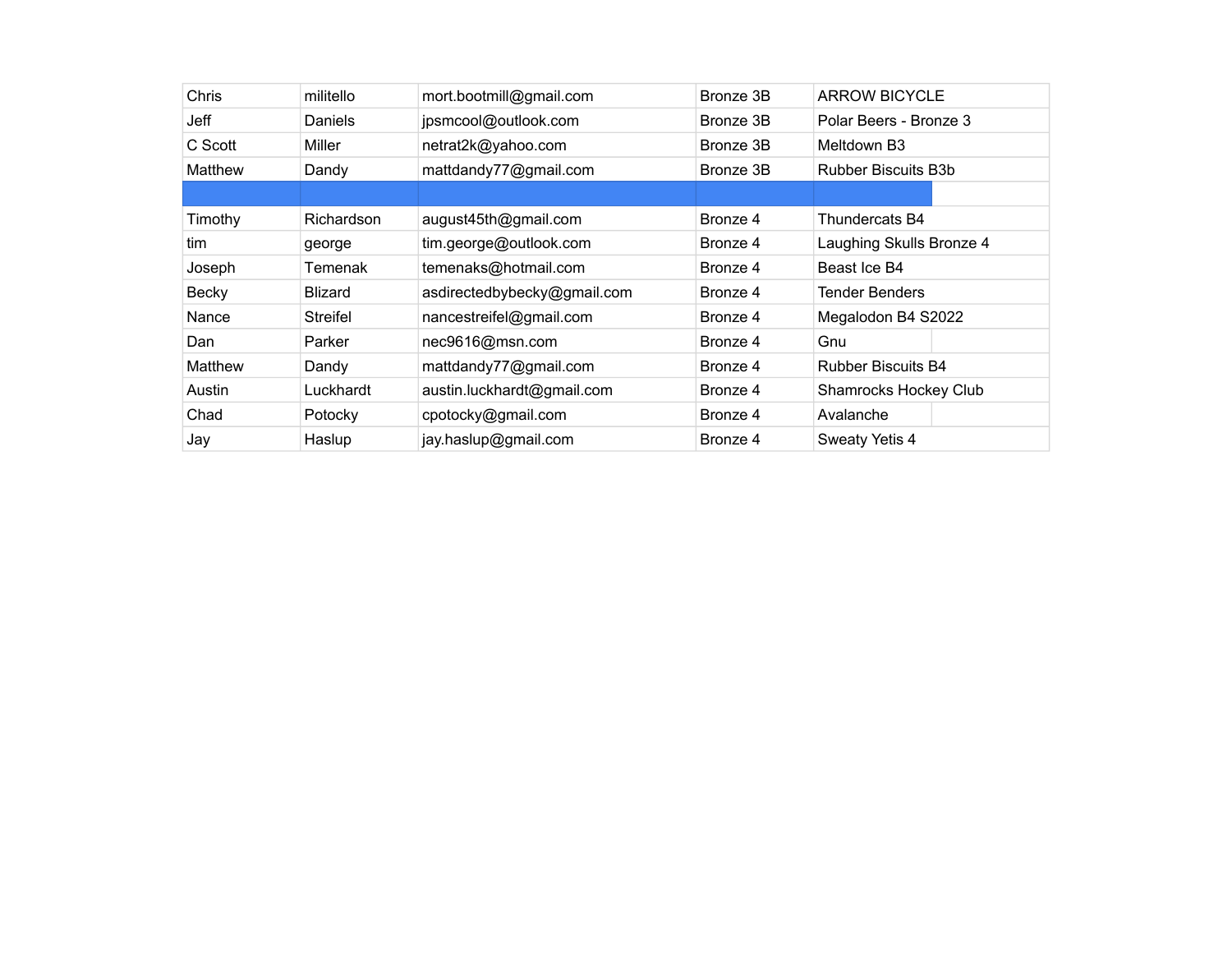| | | | | |
|---|---|---|---|---|
| Chris | militello | mort.bootmill@gmail.com | Bronze 3B | ARROW BICYCLE |
| Jeff | Daniels | jpsmcool@outlook.com | Bronze 3B | Polar Beers - Bronze 3 |
| C Scott | Miller | netrat2k@yahoo.com | Bronze 3B | Meltdown B3 |
| Matthew | Dandy | mattdandy77@gmail.com | Bronze 3B | Rubber Biscuits B3b |
| | | | | |
| Timothy | Richardson | august45th@gmail.com | Bronze 4 | Thundercats B4 |
| tim | george | tim.george@outlook.com | Bronze 4 | Laughing Skulls Bronze 4 |
| Joseph | Temenak | temenaks@hotmail.com | Bronze 4 | Beast Ice B4 |
| Becky | Blizard | asdirectedbybecky@gmail.com | Bronze 4 | Tender Benders |
| Nance | Streifel | nancestreifel@gmail.com | Bronze 4 | Megalodon B4 S2022 |
| Dan | Parker | nec9616@msn.com | Bronze 4 | Gnu |
| Matthew | Dandy | mattdandy77@gmail.com | Bronze 4 | Rubber Biscuits B4 |
| Austin | Luckhardt | austin.luckhardt@gmail.com | Bronze 4 | Shamrocks Hockey Club |
| Chad | Potocky | cpotocky@gmail.com | Bronze 4 | Avalanche |
| Jay | Haslup | jay.haslup@gmail.com | Bronze 4 | Sweaty Yetis 4 |